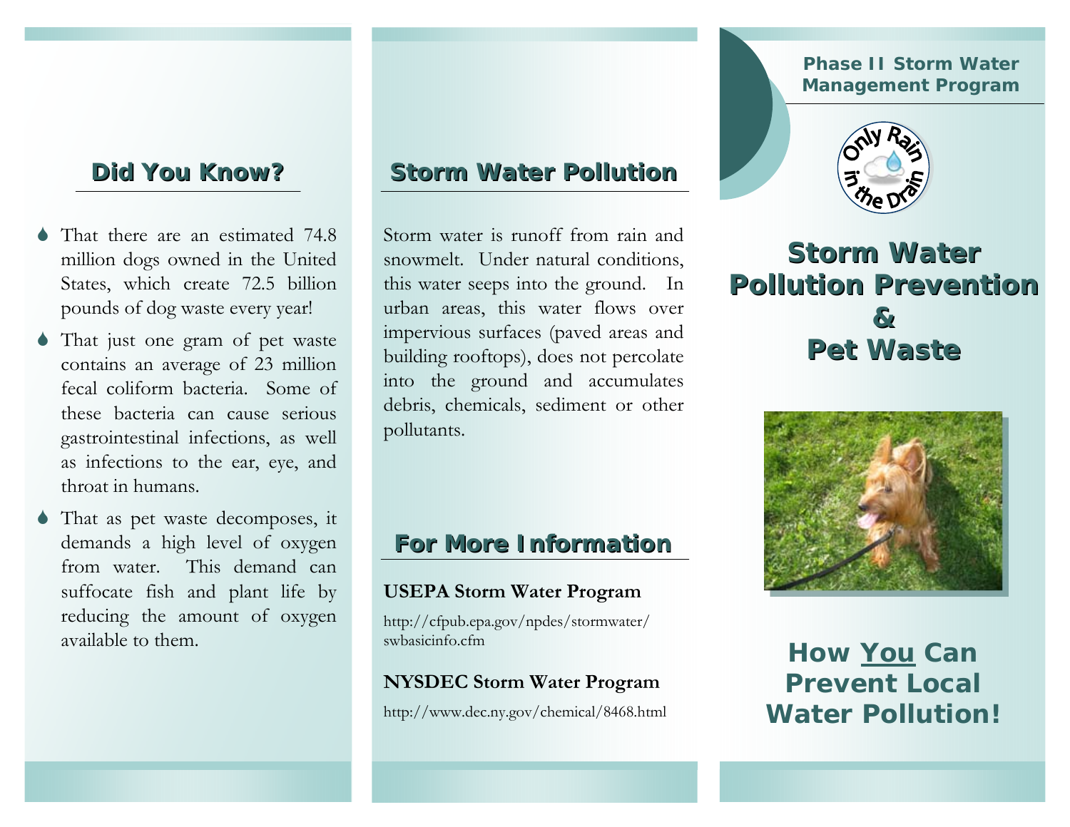## Did You Know?

- That there are an estimated 74.8 million dogs owned in the United States, which create 72.5 billion pounds of dog waste every year!
- That just one gram of pet waste contains an average of 23 million fecal coliform bacteria. Some of these bacteria can cause serious gastrointestinal infections, as well as infections to the ear, eye, and throat in humans.
- That as pet waste decomposes, it demands a high level of oxygen from water. This demand can suffocate fish and plant life by reducing the amount of oxygen available to them.

## Storm Water Pollution

Storm water is runoff from rain and snowmelt. Under natural conditions, this water seeps into the ground. In urban areas, this water flows over impervious surfaces (paved areas and building rooftops), does not percolate into the ground and accumulates debris, chemicals, sediment or other pollutants.

## For More Information

**USEPA Storm Water Program**

http://cfpub.epa.gov/npdes/stormwater/swbasicinfo.cfm

**NYSDEC Storm Water Program**

http://www.dec.ny.gov/chemical/8468.html

**Phase II Storm Water Management Program**

Only Rain in the Drain

# Storm Water Pollution Prevention & Pet Waste

## How You Can Prevent Local Water Pollution!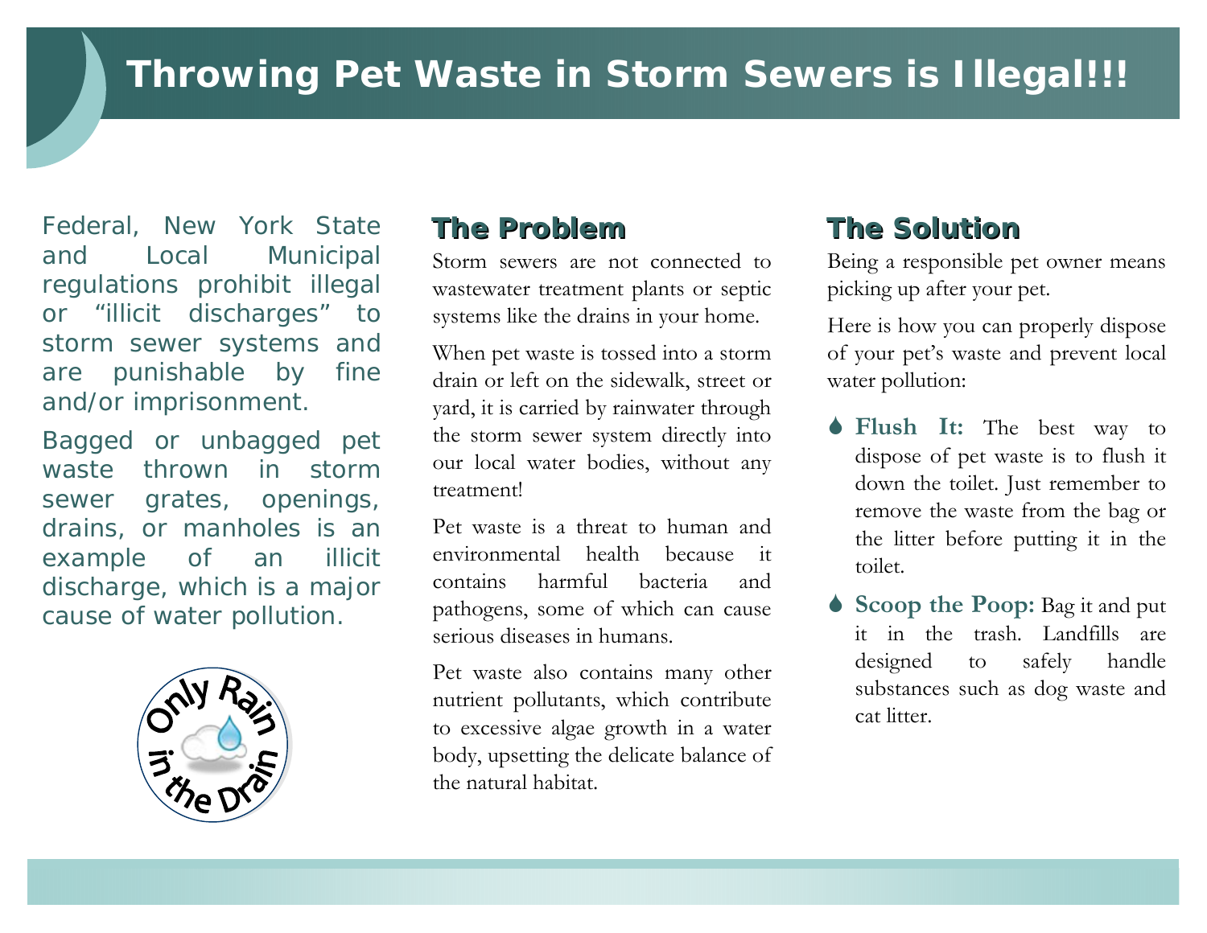# Throwing Pet Waste in Storm Sewers is Illegal!!!

Federal, New York State and Local Municipal regulations prohibit illegal or "illicit discharges" to storm sewer systems and are punishable by fine and/or imprisonment.

Bagged or unbagged pet waste thrown in storm sewer grates, openings, drains, or manholes is an example of an illicit discharge, which is a major cause of water pollution.

Only Rain in the Drain

## The Problem

Storm sewers are not connected to wastewater treatment plants or septic systems like the drains in your home.

When pet waste is tossed into a storm drain or left on the sidewalk, street or yard, it is carried by rainwater through the storm sewer system directly into our local water bodies, without any treatment!

Pet waste is a threat to human and environmental health because it contains harmful bacteria and pathogens, some of which can cause serious diseases in humans.

Pet waste also contains many other nutrient pollutants, which contribute to excessive algae growth in a water body, upsetting the delicate balance of the natural habitat.

## The Solution

Being a responsible pet owner means picking up after your pet.

Here is how you can properly dispose of your pet's waste and prevent local water pollution:

- **Flush It:** The best way to dispose of pet waste is to flush it down the toilet. Just remember to remove the waste from the bag or the litter before putting it in the toilet.
- **Scoop the Poop:** Bag it and put it in the trash. Landfills are designed to safely handle substances such as dog waste and cat litter.